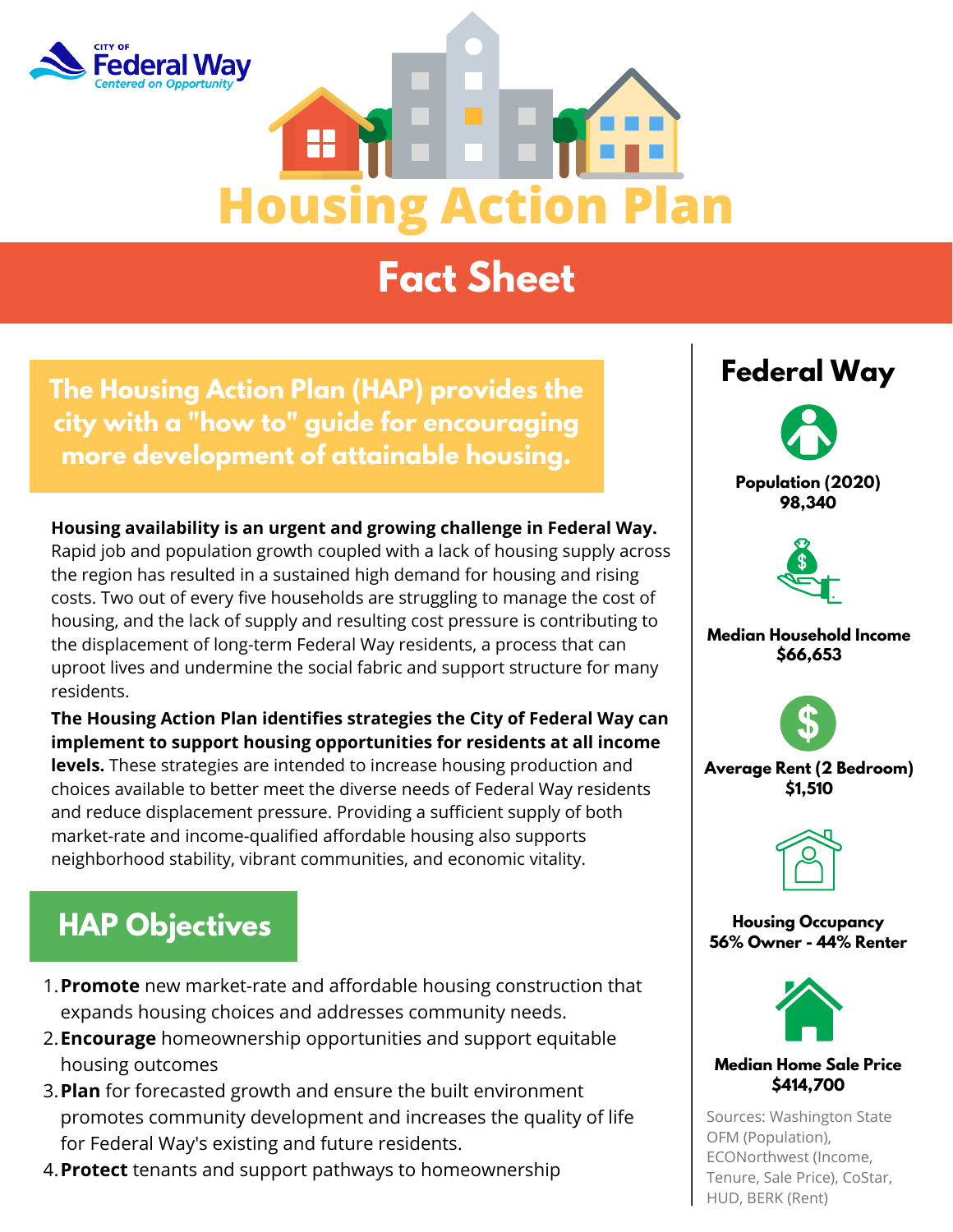CITY OF Federal Way
*Centered on Opportunity*

# Housing Action Plan

## Fact Sheet

**The Housing Action Plan (HAP) provides the city with a "how to" guide for encouraging more development of attainable housing.**

**Housing availability is an urgent and growing challenge in Federal Way.** Rapid job and population growth coupled with a lack of housing supply across the region has resulted in a sustained high demand for housing and rising costs. Two out of every five households are struggling to manage the cost of housing, and the lack of supply and resulting cost pressure is contributing to the displacement of long-term Federal Way residents, a process that can uproot lives and undermine the social fabric and support structure for many residents.

**The Housing Action Plan identifies strategies the City of Federal Way can implement to support housing opportunities for residents at all income levels.** These strategies are intended to increase housing production and choices available to better meet the diverse needs of Federal Way residents and reduce displacement pressure. Providing a sufficient supply of both market-rate and income-qualified affordable housing also supports neighborhood stability, vibrant communities, and economic vitality.

## HAP Objectives

1. **Promote** new market-rate and affordable housing construction that expands housing choices and addresses community needs.
2. **Encourage** homeownership opportunities and support equitable housing outcomes
3. **Plan** for forecasted growth and ensure the built environment promotes community development and increases the quality of life for Federal Way's existing and future residents.
4. **Protect** tenants and support pathways to homeownership

## Federal Way

**Population (2020)**
**98,340**

**Median Household Income**
**$66,653**

**Average Rent (2 Bedroom)**
**$1,510**

**Housing Occupancy**
**56% Owner - 44% Renter**

**Median Home Sale Price**
**$414,700**

Sources: Washington State OFM (Population), ECONorthwest (Income, Tenure, Sale Price), CoStar, HUD, BERK (Rent)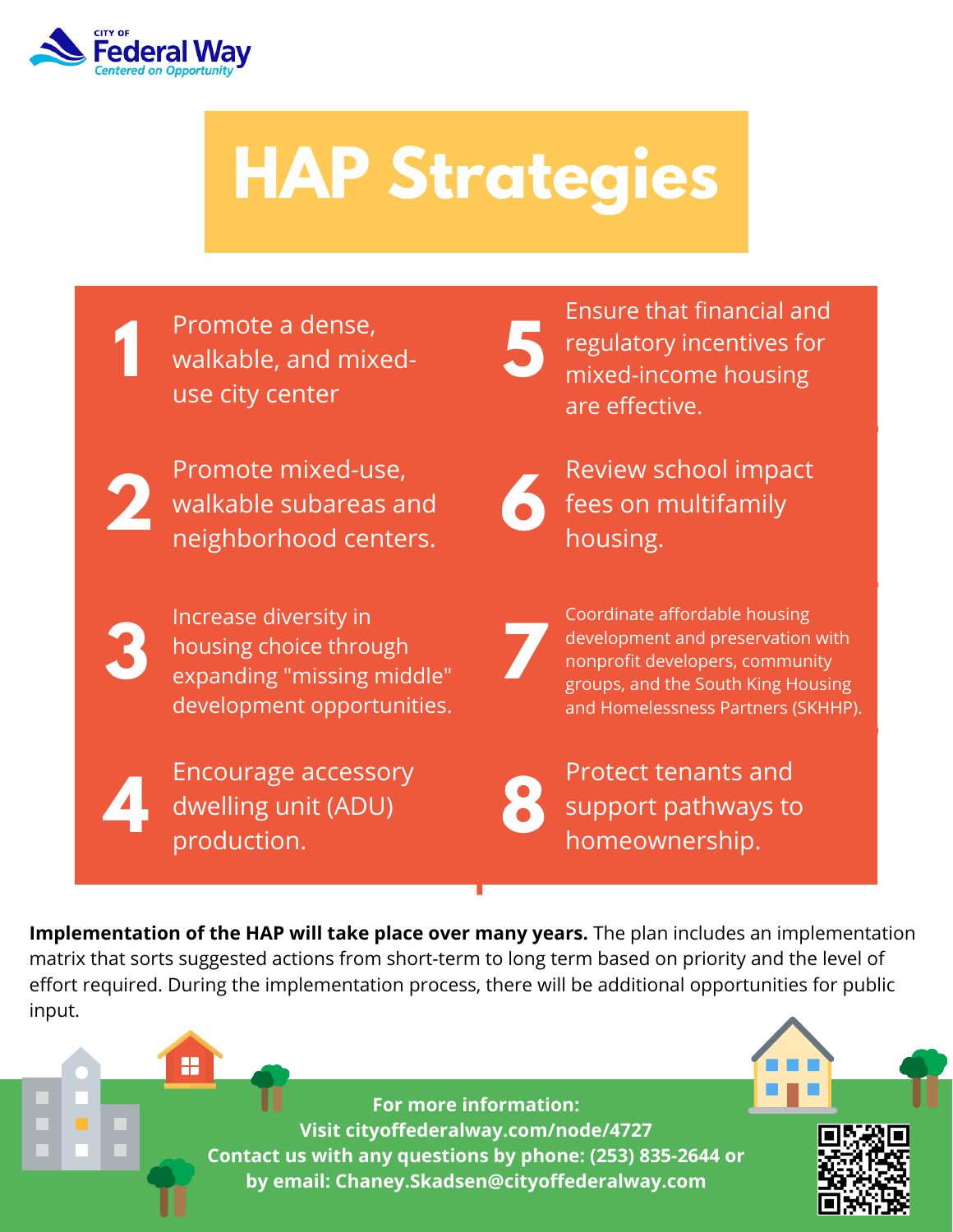CITY OF
**Federal Way**
*Centered on Opportunity*

# HAP Strategies

1. Promote a dense, walkable, and mixed-use city center
2. Promote mixed-use, walkable subareas and neighborhood centers.
3. Increase diversity in housing choice through expanding "missing middle" development opportunities.
4. Encourage accessory dwelling unit (ADU) production.
5. Ensure that financial and regulatory incentives for mixed-income housing are effective.
6. Review school impact fees on multifamily housing.
7. Coordinate affordable housing development and preservation with nonprofit developers, community groups, and the South King Housing and Homelessness Partners (SKHHP).
8. Protect tenants and support pathways to homeownership.

**Implementation of the HAP will take place over many years.** The plan includes an implementation matrix that sorts suggested actions from short-term to long term based on priority and the level of effort required. During the implementation process, there will be additional opportunities for public input.

**For more information:**
**Visit cityoffederalway.com/node/4727**
**Contact us with any questions by phone: (253) 835-2644 or by email: Chaney.Skadsen@cityoffederalway.com**